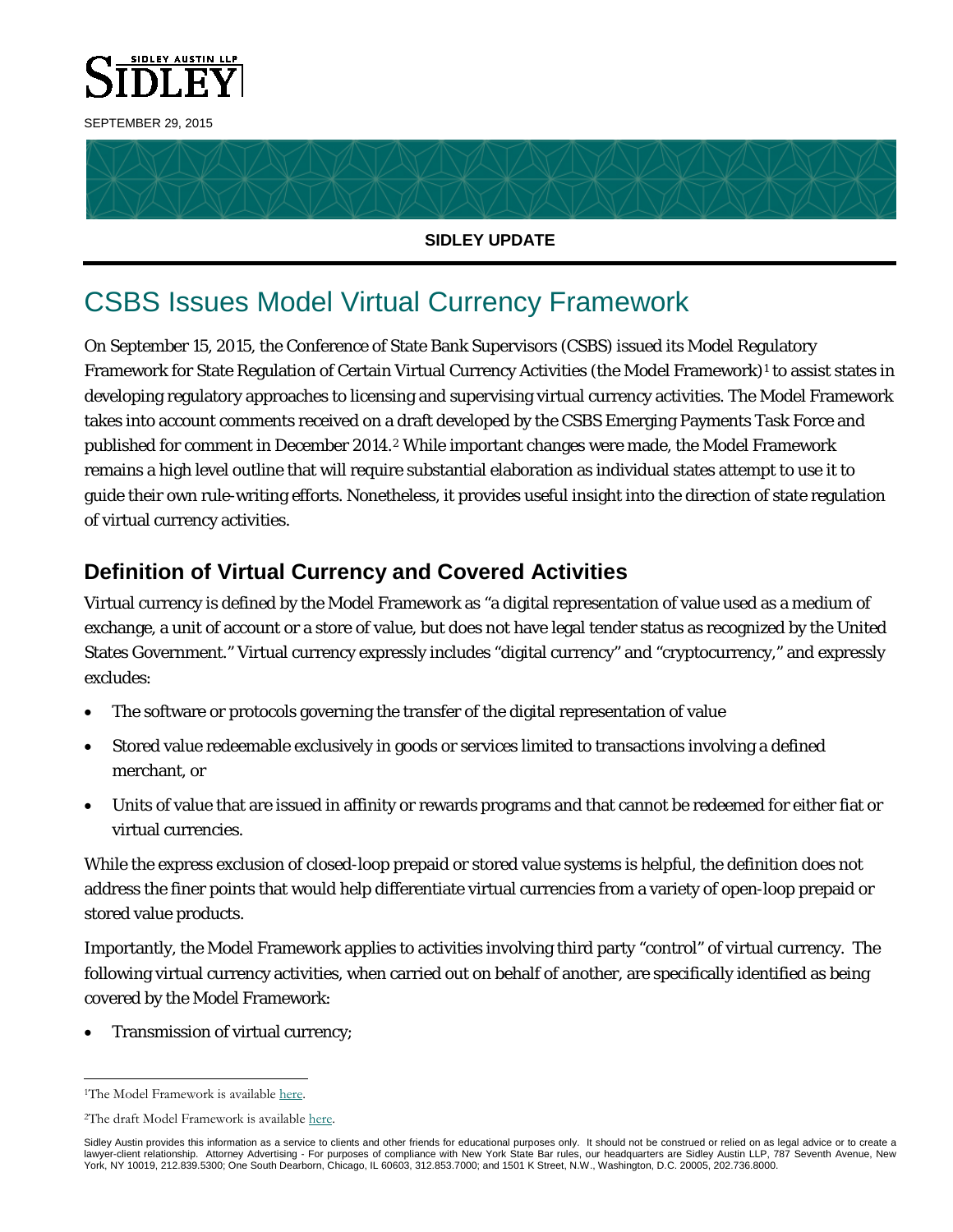SEPTEMBER 29, 2015

**SIDLEY UPDATE**

# CSBS Issues Model Virtual Currency Framework

On September 15, 2015, the Conference of State Bank Supervisors (CSBS) issued its Model Regulatory Framework for State Regulation of Certain Virtual Currency Activities (the Model Framework)[1] to assist states in developing regulatory approaches to licensing and supervising virtual currency activities. The Model Framework takes into account comments received on a draft developed by the CSBS Emerging Payments Task Force and published for comment in December 2014.[2] While important changes were made, the Model Framework remains a high level outline that will require substantial elaboration as individual states attempt to use it to guide their own rule-writing efforts. Nonetheless, it provides useful insight into the direction of state regulation of virtual currency activities.

## Definition of Virtual Currency and Covered Activities

Virtual currency is defined by the Model Framework as "a digital representation of value used as a medium of exchange, a unit of account or a store of value, but does not have legal tender status as recognized by the United States Government." Virtual currency expressly includes "digital currency" and "cryptocurrency," and expressly excludes:

- The software or protocols governing the transfer of the digital representation of value
- Stored value redeemable exclusively in goods or services limited to transactions involving a defined merchant, or
- Units of value that are issued in affinity or rewards programs and that cannot be redeemed for either fiat or virtual currencies.

While the express exclusion of closed-loop prepaid or stored value systems is helpful, the definition does not address the finer points that would help differentiate virtual currencies from a variety of open-loop prepaid or stored value products.

Importantly, the Model Framework applies to activities involving third party "control" of virtual currency. The following virtual currency activities, when carried out on behalf of another, are specifically identified as being covered by the Model Framework:

- Transmission of virtual currency;

[1] The Model Framework is available here.

[2] The draft Model Framework is available here.

Sidley Austin provides this information as a service to clients and other friends for educational purposes only. It should not be construed or relied on as legal advice or to create a lawyer-client relationship. Attorney Advertising - For purposes of compliance with New York State Bar rules, our headquarters are Sidley Austin LLP, 787 Seventh Avenue, New York, NY 10019, 212.839.5300; One South Dearborn, Chicago, IL 60603, 312.853.7000; and 1501 K Street, N.W., Washington, D.C. 20005, 202.736.8000.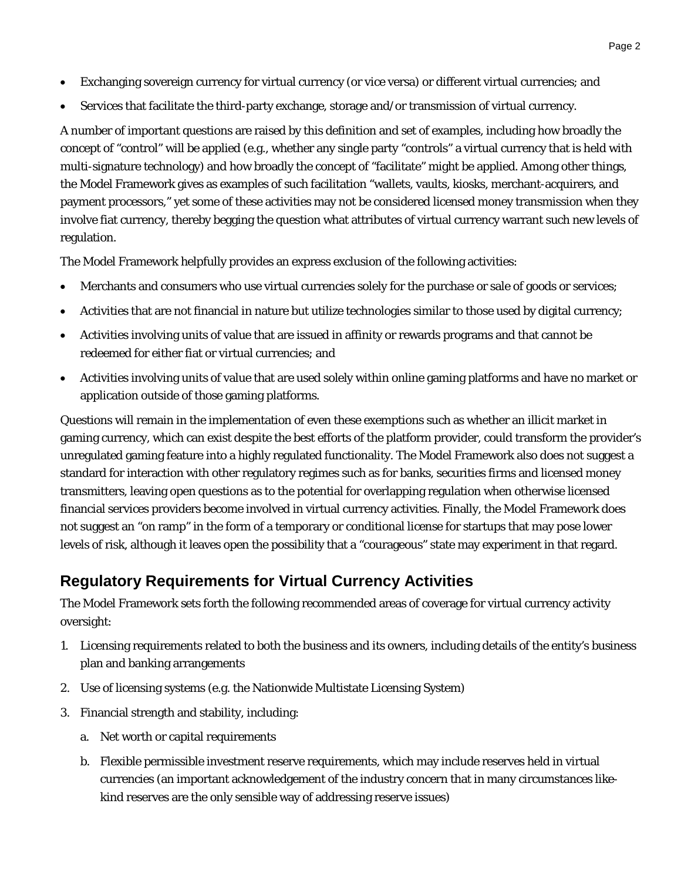- Exchanging sovereign currency for virtual currency (or vice versa) or different virtual currencies; and
- Services that facilitate the third-party exchange, storage and/or transmission of virtual currency.

A number of important questions are raised by this definition and set of examples, including how broadly the concept of "control" will be applied (e.g., whether any single party "controls" a virtual currency that is held with multi-signature technology) and how broadly the concept of "facilitate" might be applied. Among other things, the Model Framework gives as examples of such facilitation "wallets, vaults, kiosks, merchant-acquirers, and payment processors," yet some of these activities may not be considered licensed money transmission when they involve fiat currency, thereby begging the question what attributes of virtual currency warrant such new levels of regulation.

The Model Framework helpfully provides an express exclusion of the following activities:

- Merchants and consumers who use virtual currencies solely for the purchase or sale of goods or services;
- Activities that are not financial in nature but utilize technologies similar to those used by digital currency;
- Activities involving units of value that are issued in affinity or rewards programs and that cannot be redeemed for either fiat or virtual currencies; and
- Activities involving units of value that are used solely within online gaming platforms and have no market or application outside of those gaming platforms.

Questions will remain in the implementation of even these exemptions such as whether an illicit market in gaming currency, which can exist despite the best efforts of the platform provider, could transform the provider's unregulated gaming feature into a highly regulated functionality. The Model Framework also does not suggest a standard for interaction with other regulatory regimes such as for banks, securities firms and licensed money transmitters, leaving open questions as to the potential for overlapping regulation when otherwise licensed financial services providers become involved in virtual currency activities. Finally, the Model Framework does not suggest an "on ramp" in the form of a temporary or conditional license for startups that may pose lower levels of risk, although it leaves open the possibility that a "courageous" state may experiment in that regard.

## Regulatory Requirements for Virtual Currency Activities

The Model Framework sets forth the following recommended areas of coverage for virtual currency activity oversight:

1. Licensing requirements related to both the business and its owners, including details of the entity's business plan and banking arrangements
2. Use of licensing systems (e.g. the Nationwide Multistate Licensing System)
3. Financial strength and stability, including:
   a. Net worth or capital requirements
   b. Flexible permissible investment reserve requirements, which may include reserves held in virtual currencies (an important acknowledgement of the industry concern that in many circumstances like-kind reserves are the only sensible way of addressing reserve issues)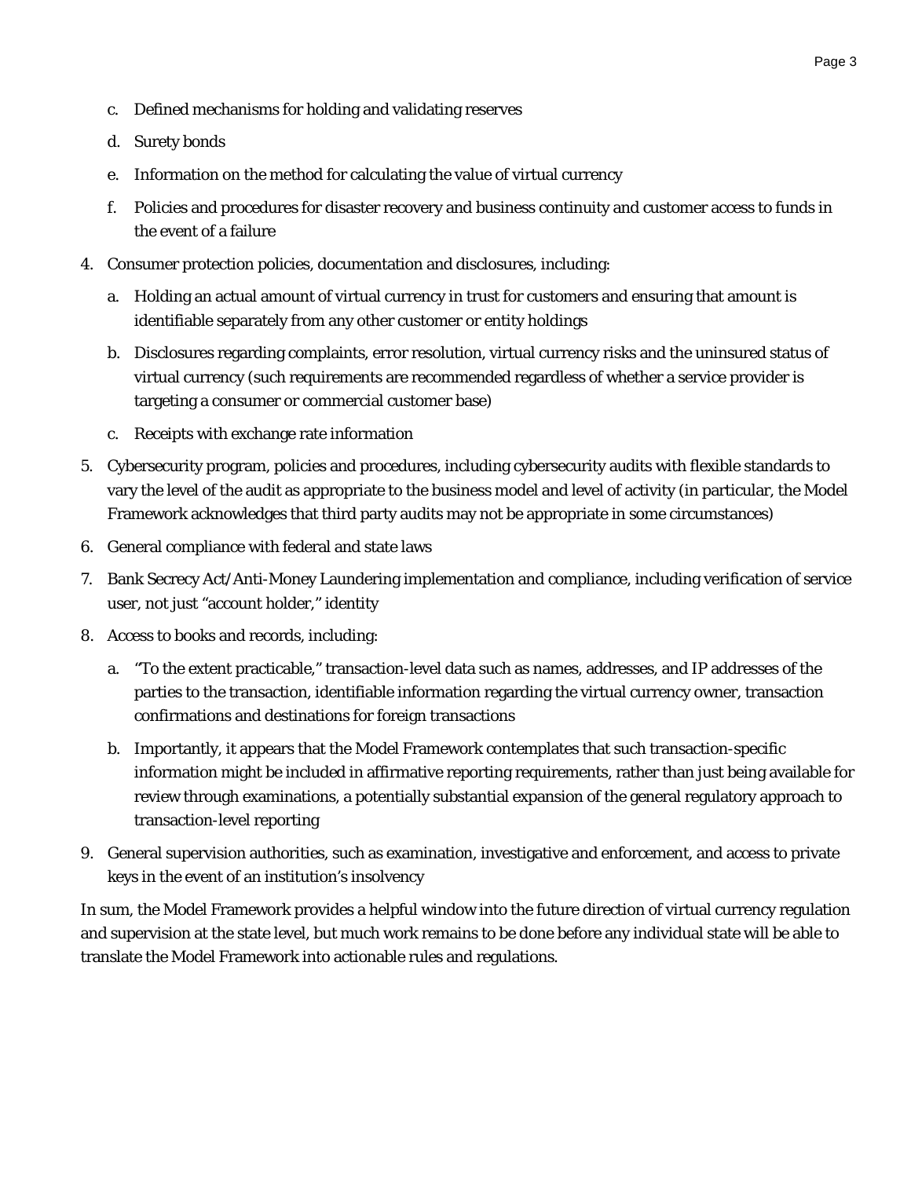c. Defined mechanisms for holding and validating reserves

   d. Surety bonds

   e. Information on the method for calculating the value of virtual currency

   f. Policies and procedures for disaster recovery and business continuity and customer access to funds in the event of a failure

4. Consumer protection policies, documentation and disclosures, including:

   a. Holding an actual amount of virtual currency in trust for customers and ensuring that amount is identifiable separately from any other customer or entity holdings

   b. Disclosures regarding complaints, error resolution, virtual currency risks and the uninsured status of virtual currency (such requirements are recommended regardless of whether a service provider is targeting a consumer or commercial customer base)

   c. Receipts with exchange rate information

5. Cybersecurity program, policies and procedures, including cybersecurity audits with flexible standards to vary the level of the audit as appropriate to the business model and level of activity (in particular, the Model Framework acknowledges that third party audits may not be appropriate in some circumstances)

6. General compliance with federal and state laws

7. Bank Secrecy Act/Anti-Money Laundering implementation and compliance, including verification of service user, not just "account holder," identity

8. Access to books and records, including:

   a. "To the extent practicable," transaction-level data such as names, addresses, and IP addresses of the parties to the transaction, identifiable information regarding the virtual currency owner, transaction confirmations and destinations for foreign transactions

   b. Importantly, it appears that the Model Framework contemplates that such transaction-specific information might be included in affirmative reporting requirements, rather than just being available for review through examinations, a potentially substantial expansion of the general regulatory approach to transaction-level reporting

9. General supervision authorities, such as examination, investigative and enforcement, and access to private keys in the event of an institution's insolvency

In sum, the Model Framework provides a helpful window into the future direction of virtual currency regulation and supervision at the state level, but much work remains to be done before any individual state will be able to translate the Model Framework into actionable rules and regulations.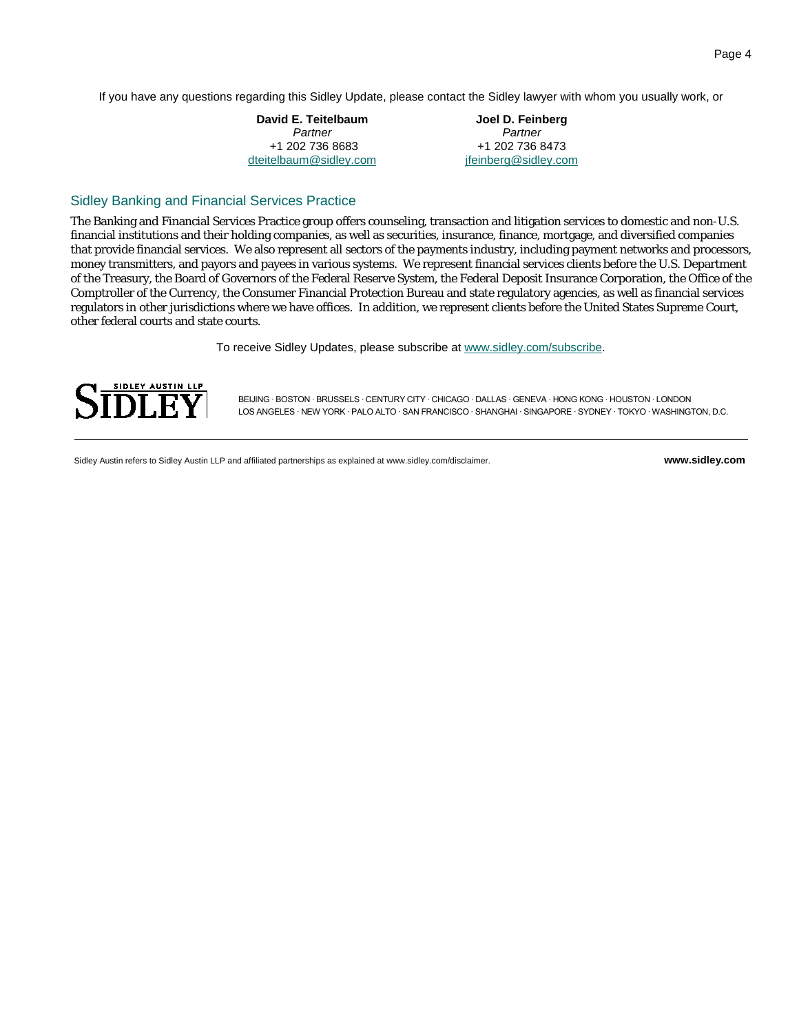If you have any questions regarding this Sidley Update, please contact the Sidley lawyer with whom you usually work, or

| | |
|---|---|
| **David E. Teitelbaum**<br>*Partner*<br>+1 202 736 8683<br>dteitelbaum@sidley.com | **Joel D. Feinberg**<br>*Partner*<br>+1 202 736 8473<br>jfeinberg@sidley.com |

## Sidley Banking and Financial Services Practice

The Banking and Financial Services Practice group offers counseling, transaction and litigation services to domestic and non-U.S. financial institutions and their holding companies, as well as securities, insurance, finance, mortgage, and diversified companies that provide financial services. We also represent all sectors of the payments industry, including payment networks and processors, money transmitters, and payors and payees in various systems. We represent financial services clients before the U.S. Department of the Treasury, the Board of Governors of the Federal Reserve System, the Federal Deposit Insurance Corporation, the Office of the Comptroller of the Currency, the Consumer Financial Protection Bureau and state regulatory agencies, as well as financial services regulators in other jurisdictions where we have offices. In addition, we represent clients before the United States Supreme Court, other federal courts and state courts.

To receive Sidley Updates, please subscribe at www.sidley.com/subscribe.

SIDLEY AUSTIN LLP
SIDLEY

BEIJING · BOSTON · BRUSSELS · CENTURY CITY · CHICAGO · DALLAS · GENEVA · HONG KONG · HOUSTON · LONDON
LOS ANGELES · NEW YORK · PALO ALTO · SAN FRANCISCO · SHANGHAI · SINGAPORE · SYDNEY · TOKYO · WASHINGTON, D.C.

Sidley Austin refers to Sidley Austin LLP and affiliated partnerships as explained at www.sidley.com/disclaimer.

**www.sidley.com**